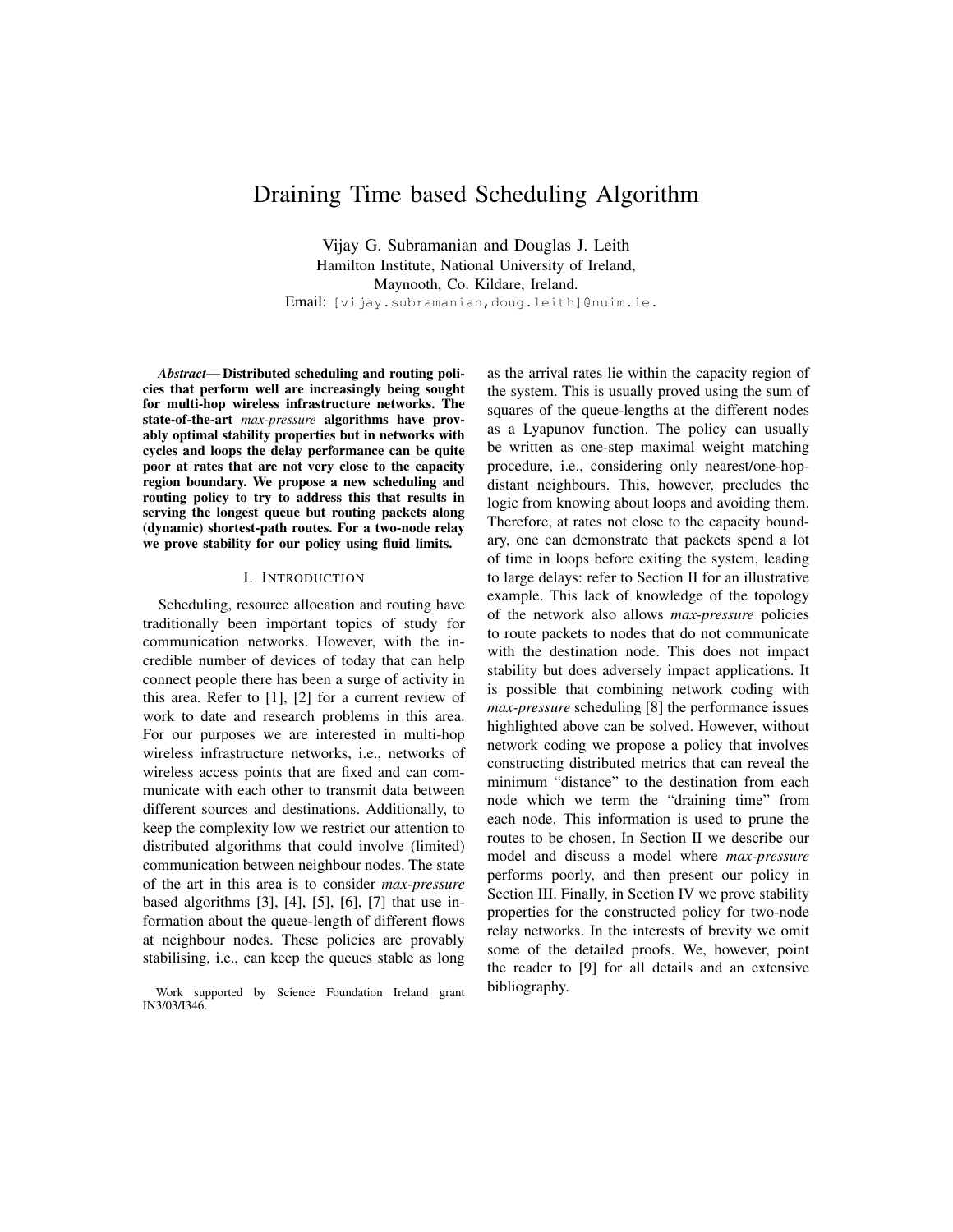# Draining Time based Scheduling Algorithm

Vijay G. Subramanian and Douglas J. Leith
Hamilton Institute, National University of Ireland,
Maynooth, Co. Kildare, Ireland.
Email: [vijay.subramanian,doug.leith]@nuim.ie.

***Abstract*— Distributed scheduling and routing policies that perform well are increasingly being sought for multi-hop wireless infrastructure networks. The state-of-the-art *max-pressure* algorithms have provably optimal stability properties but in networks with cycles and loops the delay performance can be quite poor at rates that are not very close to the capacity region boundary. We propose a new scheduling and routing policy to try to address this that results in serving the longest queue but routing packets along (dynamic) shortest-path routes. For a two-node relay we prove stability for our policy using fluid limits.**

## I. Introduction

Scheduling, resource allocation and routing have traditionally been important topics of study for communication networks. However, with the incredible number of devices of today that can help connect people there has been a surge of activity in this area. Refer to [1], [2] for a current review of work to date and research problems in this area. For our purposes we are interested in multi-hop wireless infrastructure networks, i.e., networks of wireless access points that are fixed and can communicate with each other to transmit data between different sources and destinations. Additionally, to keep the complexity low we restrict our attention to distributed algorithms that could involve (limited) communication between neighbour nodes. The state of the art in this area is to consider *max-pressure* based algorithms [3], [4], [5], [6], [7] that use information about the queue-length of different flows at neighbour nodes. These policies are provably stabilising, i.e., can keep the queues stable as long as the arrival rates lie within the capacity region of the system. This is usually proved using the sum of squares of the queue-lengths at the different nodes as a Lyapunov function. The policy can usually be written as one-step maximal weight matching procedure, i.e., considering only nearest/one-hop-distant neighbours. This, however, precludes the logic from knowing about loops and avoiding them. Therefore, at rates not close to the capacity boundary, one can demonstrate that packets spend a lot of time in loops before exiting the system, leading to large delays: refer to Section II for an illustrative example. This lack of knowledge of the topology of the network also allows *max-pressure* policies to route packets to nodes that do not communicate with the destination node. This does not impact stability but does adversely impact applications. It is possible that combining network coding with *max-pressure* scheduling [8] the performance issues highlighted above can be solved. However, without network coding we propose a policy that involves constructing distributed metrics that can reveal the minimum "distance" to the destination from each node which we term the "draining time" from each node. This information is used to prune the routes to be chosen. In Section II we describe our model and discuss a model where *max-pressure* performs poorly, and then present our policy in Section III. Finally, in Section IV we prove stability properties for the constructed policy for two-node relay networks. In the interests of brevity we omit some of the detailed proofs. We, however, point the reader to [9] for all details and an extensive bibliography.

Work supported by Science Foundation Ireland grant IN3/03/I346.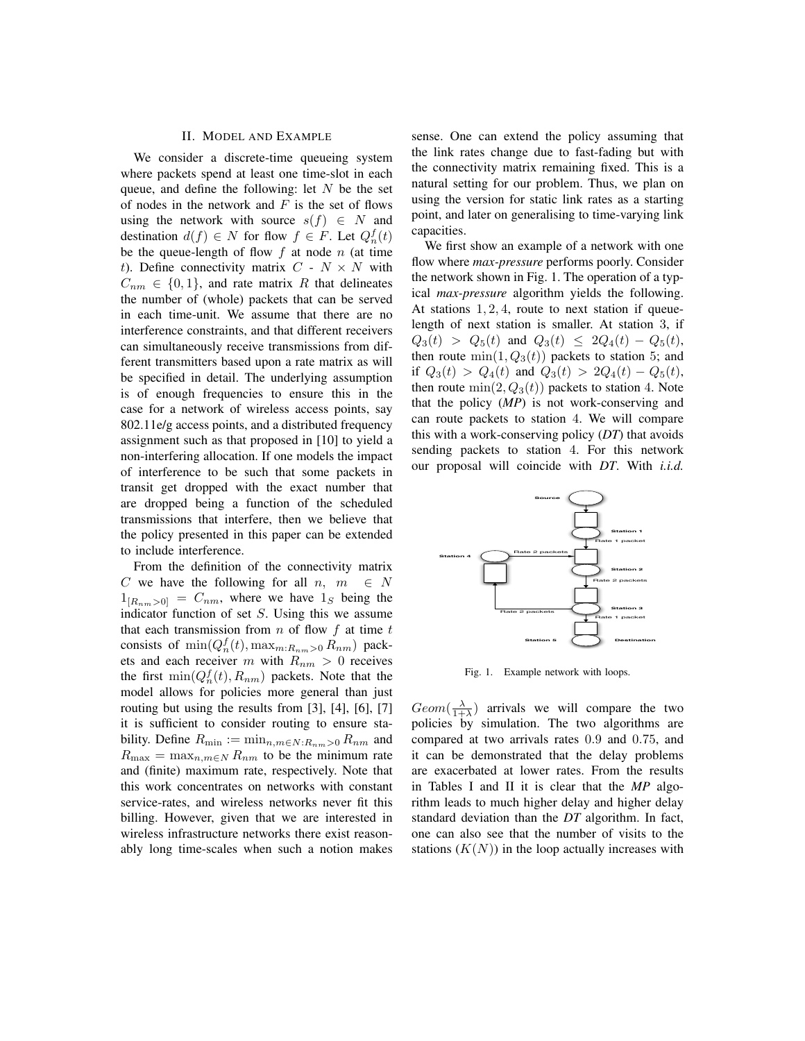## II. Model and Example

We consider a discrete-time queueing system where packets spend at least one time-slot in each queue, and define the following: let $N$ be the set of nodes in the network and $F$ is the set of flows using the network with source $s(f) \in N$ and destination $d(f) \in N$ for flow $f \in F$. Let $Q_n^f(t)$ be the queue-length of flow $f$ at node $n$ (at time $t$). Define connectivity matrix $C$ - $N \times N$ with $C_{nm} \in \{0,1\}$, and rate matrix $R$ that delineates the number of (whole) packets that can be served in each time-unit. We assume that there are no interference constraints, and that different receivers can simultaneously receive transmissions from different transmitters based upon a rate matrix as will be specified in detail. The underlying assumption is of enough frequencies to ensure this in the case for a network of wireless access points, say 802.11e/g access points, and a distributed frequency assignment such as that proposed in [10] to yield a non-interfering allocation. If one models the impact of interference to be such that some packets in transit get dropped with the exact number that are dropped being a function of the scheduled transmissions that interfere, then we believe that the policy presented in this paper can be extended to include interference.

From the definition of the connectivity matrix $C$ we have the following for all $n, m \in N$ $1_{[R_{nm}>0]} = C_{nm}$, where we have $1_S$ being the indicator function of set $S$. Using this we assume that each transmission from $n$ of flow $f$ at time $t$ consists of $\min(Q_n^f(t), \max_{m:R_{nm}>0} R_{nm})$ packets and each receiver $m$ with $R_{nm} > 0$ receives the first $\min(Q_n^f(t), R_{nm})$ packets. Note that the model allows for policies more general than just routing but using the results from [3], [4], [6], [7] it is sufficient to consider routing to ensure stability. Define $R_{\min} := \min_{n,m \in N: R_{nm}>0} R_{nm}$ and $R_{\max} = \max_{n,m \in N} R_{nm}$ to be the minimum rate and (finite) maximum rate, respectively. Note that this work concentrates on networks with constant service-rates, and wireless networks never fit this billing. However, given that we are interested in wireless infrastructure networks there exist reasonably long time-scales when such a notion makes sense. One can extend the policy assuming that the link rates change due to fast-fading but with the connectivity matrix remaining fixed. This is a natural setting for our problem. Thus, we plan on using the version for static link rates as a starting point, and later on generalising to time-varying link capacities.

We first show an example of a network with one flow where *max-pressure* performs poorly. Consider the network shown in Fig. 1. The operation of a typical *max-pressure* algorithm yields the following. At stations $1, 2, 4$, route to next station if queue-length of next station is smaller. At station 3, if $Q_3(t) > Q_5(t)$ and $Q_3(t) \le 2Q_4(t) - Q_5(t)$, then route $\min(1, Q_3(t))$ packets to station 5; and if $Q_3(t) > Q_4(t)$ and $Q_3(t) > 2Q_4(t) - Q_5(t)$, then route $\min(2, Q_3(t))$ packets to station 4. Note that the policy (***MP***) is not work-conserving and can route packets to station 4. We will compare this with a work-conserving policy (***DT***) that avoids sending packets to station 4. For this network our proposal will coincide with ***DT***. With *i.i.d.* $Geom(\frac{\lambda}{1+\lambda})$ arrivals we will compare the two policies by simulation. The two algorithms are compared at two arrivals rates 0.9 and 0.75, and it can be demonstrated that the delay problems are exacerbated at lower rates. From the results in Tables I and II it is clear that the ***MP*** algorithm leads to much higher delay and higher delay standard deviation than the ***DT*** algorithm. In fact, one can also see that the number of visits to the stations ($K(N)$) in the loop actually increases with

Fig. 1. Example network with loops.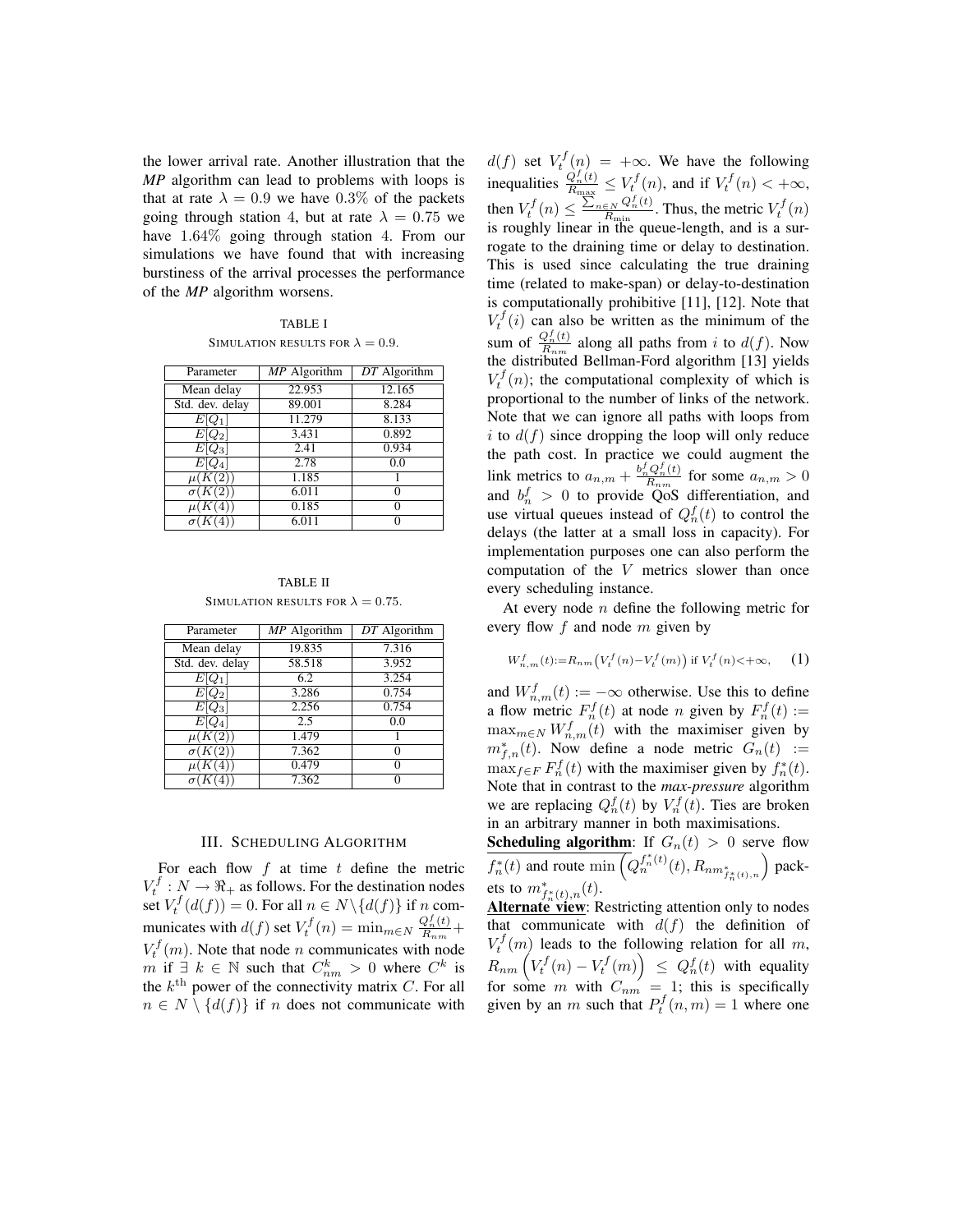the lower arrival rate. Another illustration that the *MP* algorithm can lead to problems with loops is that at rate $\lambda = 0.9$ we have $0.3\%$ of the packets going through station 4, but at rate $\lambda = 0.75$ we have $1.64\%$ going through station 4. From our simulations we have found that with increasing burstiness of the arrival processes the performance of the *MP* algorithm worsens.

TABLE I

SIMULATION RESULTS FOR $\lambda = 0.9$.

| Parameter | *MP* Algorithm | *DT* Algorithm |
|---|---|---|
| Mean delay | 22.953 | 12.165 |
| Std. dev. delay | 89.001 | 8.284 |
| $E[Q_1]$ | 11.279 | 8.133 |
| $E[Q_2]$ | 3.431 | 0.892 |
| $E[Q_3]$ | 2.41 | 0.934 |
| $E[Q_4]$ | 2.78 | 0.0 |
| $\mu(K(2))$ | 1.185 | 1 |
| $\sigma(K(2))$ | 6.011 | 0 |
| $\mu(K(4))$ | 0.185 | 0 |
| $\sigma(K(4))$ | 6.011 | 0 |

TABLE II

SIMULATION RESULTS FOR $\lambda = 0.75$.

| Parameter | *MP* Algorithm | *DT* Algorithm |
|---|---|---|
| Mean delay | 19.835 | 7.316 |
| Std. dev. delay | 58.518 | 3.952 |
| $E[Q_1]$ | 6.2 | 3.254 |
| $E[Q_2]$ | 3.286 | 0.754 |
| $E[Q_3]$ | 2.256 | 0.754 |
| $E[Q_4]$ | 2.5 | 0.0 |
| $\mu(K(2))$ | 1.479 | 1 |
| $\sigma(K(2))$ | 7.362 | 0 |
| $\mu(K(4))$ | 0.479 | 0 |
| $\sigma(K(4))$ | 7.362 | 0 |

## III. SCHEDULING ALGORITHM

For each flow $f$ at time $t$ define the metric $V_t^f : N \to \Re_+$ as follows. For the destination nodes set $V_t^f(d(f)) = 0$. For all $n \in N \setminus \{d(f)\}$ if $n$ communicates with $d(f)$ set $V_t^f(n) = \min_{m \in N} \frac{Q_n^f(t)}{R_{nm}} + V_t^f(m)$. Note that node $n$ communicates with node $m$ if $\exists\ k \in \mathbb{N}$ such that $C_{nm}^k > 0$ where $C^k$ is the $k^{\text{th}}$ power of the connectivity matrix $C$. For all $n \in N \setminus \{d(f)\}$ if $n$ does not communicate with $d(f)$ set $V_t^f(n) = +\infty$. We have the following inequalities $\frac{Q_n^f(t)}{R_{\max}} \leq V_t^f(n)$, and if $V_t^f(n) < +\infty$, then $V_t^f(n) \leq \frac{\sum_{n \in N} Q_n^f(t)}{R_{\min}}$. Thus, the metric $V_t^f(n)$ is roughly linear in the queue-length, and is a surrogate to the draining time or delay to destination. This is used since calculating the true draining time (related to make-span) or delay-to-destination is computationally prohibitive [11], [12]. Note that $V_t^f(i)$ can also be written as the minimum of the sum of $\frac{Q_n^f(t)}{R_{nm}}$ along all paths from $i$ to $d(f)$. Now the distributed Bellman-Ford algorithm [13] yields $V_t^f(n)$; the computational complexity of which is proportional to the number of links of the network. Note that we can ignore all paths with loops from $i$ to $d(f)$ since dropping the loop will only reduce the path cost. In practice we could augment the link metrics to $a_{n,m} + \frac{b_n^f Q_n^f(t)}{R_{nm}}$ for some $a_{n,m} > 0$ and $b_n^f > 0$ to provide QoS differentiation, and use virtual queues instead of $Q_n^f(t)$ to control the delays (the latter at a small loss in capacity). For implementation purposes one can also perform the computation of the $V$ metrics slower than once every scheduling instance.

At every node $n$ define the following metric for every flow $f$ and node $m$ given by

$$W_{n,m}^f(t) := R_{nm}\left(V_t^f(n) - V_t^f(m)\right) \text{ if } V_t^f(n) < +\infty, \quad (1)$$

and $W_{n,m}^f(t) := -\infty$ otherwise. Use this to define a flow metric $F_n^f(t)$ at node $n$ given by $F_n^f(t) := \max_{m \in N} W_{n,m}^f(t)$ with the maximiser given by $m_{f,n}^*(t)$. Now define a node metric $G_n(t) := \max_{f \in F} F_n^f(t)$ with the maximiser given by $f_n^*(t)$. Note that in contrast to the ***max-pressure*** algorithm we are replacing $Q_n^f(t)$ by $V_n^f(t)$. Ties are broken in an arbitrary manner in both maximisations.

**Scheduling algorithm**: If $G_n(t) > 0$ serve flow $f_n^*(t)$ and route $\min\left(Q_n^{f_n^*(t)}(t), R_{nm_{f_n^*(t),n}^*}\right)$ packets to $m_{f_n^*(t),n}^*(t)$.

**Alternate view**: Restricting attention only to nodes that communicate with $d(f)$ the definition of $V_t^f(m)$ leads to the following relation for all $m$, $R_{nm}\left(V_t^f(n) - V_t^f(m)\right) \leq Q_n^f(t)$ with equality for some $m$ with $C_{nm} = 1$; this is specifically given by an $m$ such that $P_t^f(n,m) = 1$ where one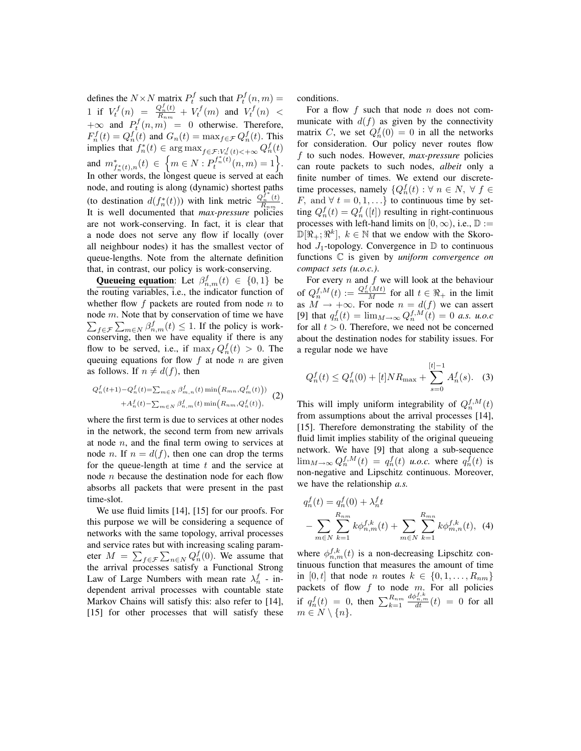defines the $N \times N$ matrix $P_t^f$ such that $P_t^f(n,m) = 1$ if $V_t^f(n) = \frac{Q_n^f(t)}{R_{nm}} + V_t^f(m)$ and $V_t^f(n) < +\infty$ and $P_t^f(n,m) = 0$ otherwise. Therefore, $F_n^f(t) = Q_n^f(t)$ and $G_n(t) = \max_{f \in \mathcal{F}} Q_n^f(t)$. This implies that $f_n^*(t) \in \arg\max_{f \in \mathcal{F}: V_n^f(t) < +\infty} Q_n^f(t)$ and $m^*_{f_n^*(t),n}(t) \in \left\{ m \in N : P_t^{f_n^*(t)}(n,m) = 1 \right\}$. In other words, the longest queue is served at each node, and routing is along (dynamic) shortest paths (to destination $d(f_n^*(t))$) with link metric $\frac{Q_n^{f^*}(t)}{R_{nm}}$. It is well documented that *max-pressure* policies are not work-conserving. In fact, it is clear that a node does not serve any flow if locally (over all neighbour nodes) it has the smallest vector of queue-lengths. Note from the alternate definition that, in contrast, our policy is work-conserving.

**Queueing equation**: Let $\beta_{n,m}^f(t) \in \{0,1\}$ be the routing variables, i.e., the indicator function of whether flow $f$ packets are routed from node $n$ to node $m$. Note that by conservation of time we have $\sum_{f \in \mathcal{F}} \sum_{m \in N} \beta_{n,m}^f(t) \leq 1$. If the policy is work-conserving, then we have equality if there is any flow to be served, i.e., if $\max_f Q_n^f(t) > 0$. The queuing equations for flow $f$ at node $n$ are given as follows. If $n \neq d(f)$, then

$$Q_n^f(t+1) - Q_n^f(t) = \sum_{m \in N} \beta_{m,n}^f(t) \min\big(R_{mn}, Q_m^f(t)\big) + A_n^f(t) - \sum_{m \in N} \beta_{n,m}^f(t) \min\big(R_{nm}, Q_n^f(t)\big), \quad (2)$$

where the first term is due to services at other nodes in the network, the second term from new arrivals at node $n$, and the final term owing to services at node $n$. If $n = d(f)$, then one can drop the terms for the queue-length at time $t$ and the service at node $n$ because the destination node for each flow absorbs all packets that were present in the past time-slot.

We use fluid limits [14], [15] for our proofs. For this purpose we will be considering a sequence of networks with the same topology, arrival processes and service rates but with increasing scaling parameter $M = \sum_{f \in \mathcal{F}} \sum_{n \in N} Q_n^f(0)$. We assume that the arrival processes satisfy a Functional Strong Law of Large Numbers with mean rate $\lambda_n^f$ - independent arrival processes with countable state Markov Chains will satisfy this: also refer to [14], [15] for other processes that will satisfy these conditions.

For a flow $f$ such that node $n$ does not communicate with $d(f)$ as given by the connectivity matrix $C$, we set $Q_n^f(0) = 0$ in all the networks for consideration. Our policy never routes flow $f$ to such nodes. However, *max-pressure* policies can route packets to such nodes, *albeit* only a finite number of times. We extend our discrete-time processes, namely $\{Q_n^f(t) : \forall\ n \in N,\ \forall\ f \in F, \text{ and } \forall\ t = 0, 1, \ldots\}$ to continuous time by setting $Q_n^f(t) = Q_n^f([t])$ resulting in right-continuous processes with left-hand limits on $[0, \infty)$, i.e., $\mathbb{D} := \mathbb{D}[\Re_+; \Re^k],\ k \in \mathbb{N}$ that we endow with the Skorohod $J_1$-topology. Convergence in $\mathbb{D}$ to continuous functions $\mathbb{C}$ is given by *uniform convergence on compact sets (u.o.c.)*.

For every $n$ and $f$ we will look at the behaviour of $Q_n^{f,M}(t) := \frac{Q_n^f(Mt)}{M}$ for all $t \in \Re_+$ in the limit as $M \to +\infty$. For node $n = d(f)$ we can assert [9] that $q_n^f(t) = \lim_{M \to \infty} Q_n^{f,M}(t) = 0$ *a.s. u.o.c* for all $t > 0$. Therefore, we need not be concerned about the destination nodes for stability issues. For a regular node we have

$$Q_n^f(t) \leq Q_n^f(0) + [t] N R_{\max} + \sum_{s=0}^{[t]-1} A_n^f(s). \quad (3)$$

This will imply uniform integrability of $Q_n^{f,M}(t)$ from assumptions about the arrival processes [14], [15]. Therefore demonstrating the stability of the fluid limit implies stability of the original queueing network. We have [9] that along a sub-sequence $\lim_{M \to \infty} Q_n^{f,M}(t) = q_n^f(t)$ *u.o.c.* where $q_n^f(t)$ is non-negative and Lipschitz continuous. Moreover, we have the relationship *a.s.*

$$q_n^f(t) = q_n^f(0) + \lambda_n^f t - \sum_{m \in N} \sum_{k=1}^{R_{nm}} k \phi_{n,m}^{f,k}(t) + \sum_{m \in N} \sum_{k=1}^{R_{mn}} k \phi_{m,n}^{f,k}(t), \quad (4)$$

where $\phi_{n,m}^{f,k}(t)$ is a non-decreasing Lipschitz continuous function that measures the amount of time in $[0, t]$ that node $n$ routes $k \in \{0, 1, \ldots, R_{nm}\}$ packets of flow $f$ to node $m$. For all policies if $q_n^f(t) = 0$, then $\sum_{k=1}^{R_{nm}} \frac{d\phi_{n,m}^{f,k}}{dt}(t) = 0$ for all $m \in N \setminus \{n\}$.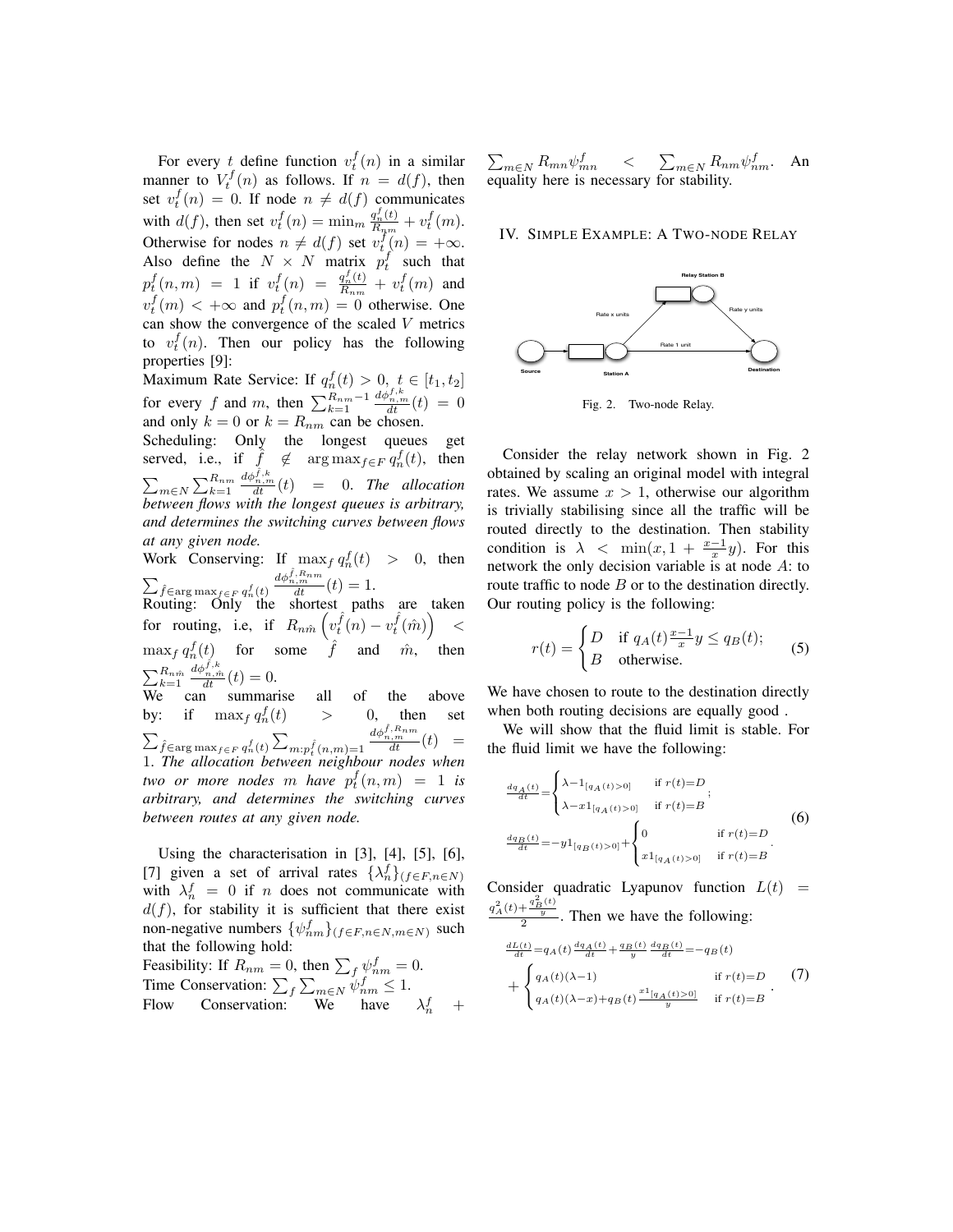For every $t$ define function $v_t^f(n)$ in a similar manner to $V_t^f(n)$ as follows. If $n = d(f)$, then set $v_t^f(n) = 0$. If node $n \neq d(f)$ communicates with $d(f)$, then set $v_t^f(n) = \min_m \frac{q_n^f(t)}{R_{nm}} + v_t^f(m)$. Otherwise for nodes $n \neq d(f)$ set $v_t^f(n) = +\infty$. Also define the $N \times N$ matrix $p_t^f$ such that $p_t^f(n,m) = 1$ if $v_t^f(n) = \frac{q_n^f(t)}{R_{nm}} + v_t^f(m)$ and $v_t^f(m) < +\infty$ and $p_t^f(n,m) = 0$ otherwise. One can show the convergence of the scaled $V$ metrics to $v_t^f(n)$. Then our policy has the following properties [9]:

Maximum Rate Service: If $q_n^f(t) > 0$, $t \in [t_1, t_2]$ for every $f$ and $m$, then $\sum_{k=1}^{R_{nm}-1} \frac{d\phi_{n,m}^{f,k}}{dt}(t) = 0$ and only $k = 0$ or $k = R_{nm}$ can be chosen.

Scheduling: Only the longest queues get served, i.e., if $\hat{f} \notin \arg\max_{f \in F} q_n^f(t)$, then $\sum_{m \in N} \sum_{k=1}^{R_{nm}} \frac{d\phi_{n,m}^{\hat{f},k}}{dt}(t) = 0$. *The allocation between flows with the longest queues is arbitrary, and determines the switching curves between flows at any given node.*

Work Conserving: If $\max_f q_n^f(t) > 0$, then $\sum_{\hat{f} \in \arg\max_{f \in F} q_n^f(t)} \frac{d\phi_{n,m}^{\hat{f},R_{nm}}}{dt}(t) = 1$.

Routing: Only the shortest paths are taken for routing, i.e, if $R_{n\hat{m}} \left( v_t^{\hat{f}}(n) - v_t^{\hat{f}}(\hat{m}) \right) < \max_f q_n^f(t)$ for some $\hat{f}$ and $\hat{m}$, then $\sum_{k=1}^{R_{n\hat{m}}} \frac{d\phi_{n,\hat{m}}^{\hat{f},k}}{dt}(t) = 0$.

We can summarise all of the above by: if $\max_f q_n^f(t) > 0$, then set $\sum_{\hat{f} \in \arg\max_{f \in F} q_n^f(t)} \sum_{m: p_t^{\hat{f}}(n,m)=1} \frac{d\phi_{n,m}^{\hat{f},R_{nm}}}{dt}(t) = 1$. *The allocation between neighbour nodes when two or more nodes $m$ have $p_t^f(n,m) = 1$ is arbitrary, and determines the switching curves between routes at any given node.*

Using the characterisation in [3], [4], [5], [6], [7] given a set of arrival rates $\{\lambda_n^f\}_{(f \in F, n \in N)}$ with $\lambda_n^f = 0$ if $n$ does not communicate with $d(f)$, for stability it is sufficient that there exist non-negative numbers $\{\psi_{nm}^f\}_{(f \in F, n \in N, m \in N)}$ such that the following hold:

Feasibility: If $R_{nm} = 0$, then $\sum_f \psi_{nm}^f = 0$.

Time Conservation: $\sum_f \sum_{m \in N} \psi_{nm}^f \leq 1$.

Flow Conservation: We have $\lambda_n^f + \sum_{m \in N} R_{mn} \psi_{mn}^f < \sum_{m \in N} R_{nm} \psi_{nm}^f$. An equality here is necessary for stability.

## IV. Simple Example: A Two-node Relay

Fig. 2. Two-node Relay.

Consider the relay network shown in Fig. 2 obtained by scaling an original model with integral rates. We assume $x > 1$, otherwise our algorithm is trivially stabilising since all the traffic will be routed directly to the destination. Then stability condition is $\lambda < \min(x, 1 + \frac{x-1}{x} y)$. For this network the only decision variable is at node $A$: to route traffic to node $B$ or to the destination directly. Our routing policy is the following:

$$
r(t) = \begin{cases} D & \text{if } q_A(t) \frac{x-1}{x} y \leq q_B(t); \\ B & \text{otherwise.} \end{cases} \tag{5}
$$

We have chosen to route to the destination directly when both routing decisions are equally good .

We will show that the fluid limit is stable. For the fluid limit we have the following:

$$
\begin{aligned}
\frac{dq_A(t)}{dt} &= \begin{cases} \lambda - 1_{[q_A(t)>0]} & \text{if } r(t)=D \\ \lambda - x 1_{[q_A(t)>0]} & \text{if } r(t)=B \end{cases}; \\
\frac{dq_B(t)}{dt} &= -y 1_{[q_B(t)>0]} + \begin{cases} 0 & \text{if } r(t)=D \\ x 1_{[q_A(t)>0]} & \text{if } r(t)=B \end{cases}.
\end{aligned} \tag{6}
$$

Consider quadratic Lyapunov function $L(t) = \frac{q_A^2(t) + \frac{q_B^2(t)}{y}}{2}$. Then we have the following:

$$
\begin{aligned}
\frac{dL(t)}{dt} &= q_A(t) \frac{dq_A(t)}{dt} + \frac{q_B(t)}{y} \frac{dq_B(t)}{dt} = -q_B(t) \\
&+ \begin{cases} q_A(t)(\lambda - 1) & \text{if } r(t)=D \\ q_A(t)(\lambda - x) + q_B(t) \frac{x 1_{[q_A(t)>0]}}{y} & \text{if } r(t)=B \end{cases}.
\end{aligned} \tag{7}
$$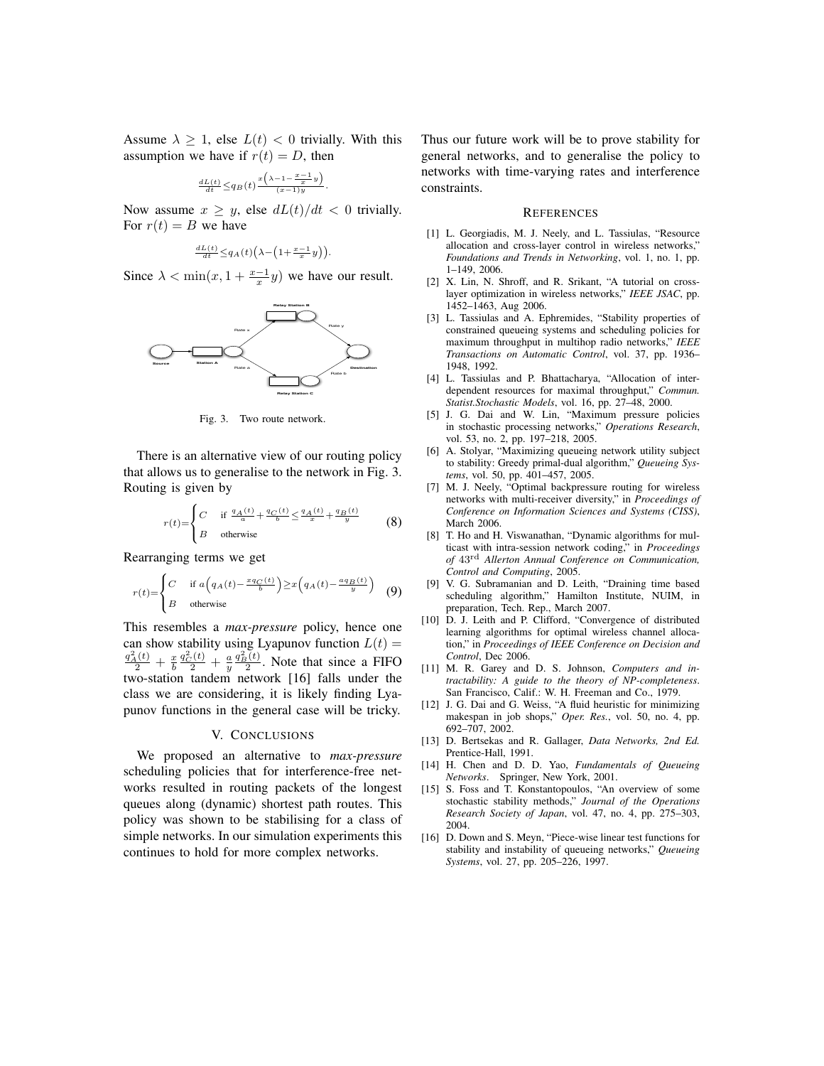Assume $\lambda \geq 1$, else $L(t) < 0$ trivially. With this assumption we have if $r(t) = D$, then

$$\frac{dL(t)}{dt} \leq q_B(t) \frac{x\left(\lambda - 1 - \frac{x-1}{x} y\right)}{(x-1)y}.$$

Now assume $x \geq y$, else $dL(t)/dt < 0$ trivially. For $r(t) = B$ we have

$$\frac{dL(t)}{dt} \leq q_A(t)\left(\lambda - \left(1 + \frac{x-1}{x} y\right)\right).$$

Since $\lambda < \min(x, 1 + \frac{x-1}{x} y)$ we have our result.

Relay Station B

Rate x

Rate y

Source

Station A

Destination

Rate a

Rate b

Relay Station C

Fig. 3. Two route network.

There is an alternative view of our routing policy that allows us to generalise to the network in Fig. 3. Routing is given by

$$r(t) = \begin{cases} C & \text{if } \frac{q_A(t)}{a} + \frac{q_C(t)}{b} \leq \frac{q_A(t)}{x} + \frac{q_B(t)}{y} \\ B & \text{otherwise} \end{cases} \quad (8)$$

Rearranging terms we get

$$r(t) = \begin{cases} C & \text{if } a\left(q_A(t) - \frac{x q_C(t)}{b}\right) \geq x\left(q_A(t) - \frac{a q_B(t)}{y}\right) \\ B & \text{otherwise} \end{cases} \quad (9)$$

This resembles a *max-pressure* policy, hence one can show stability using Lyapunov function $L(t) = \frac{q_A^2(t)}{2} + \frac{x}{b}\frac{q_C^2(t)}{2} + \frac{a}{y}\frac{q_B^2(t)}{2}$. Note that since a FIFO two-station tandem network [16] falls under the class we are considering, it is likely finding Lyapunov functions in the general case will be tricky.

## V. Conclusions

We proposed an alternative to *max-pressure* scheduling policies that for interference-free networks resulted in routing packets of the longest queues along (dynamic) shortest path routes. This policy was shown to be stabilising for a class of simple networks. In our simulation experiments this continues to hold for more complex networks.

Thus our future work will be to prove stability for general networks, and to generalise the policy to networks with time-varying rates and interference constraints.

## References

[1] L. Georgiadis, M. J. Neely, and L. Tassiulas, "Resource allocation and cross-layer control in wireless networks," *Foundations and Trends in Networking*, vol. 1, no. 1, pp. 1–149, 2006.

[2] X. Lin, N. Shroff, and R. Srikant, "A tutorial on cross-layer optimization in wireless networks," *IEEE JSAC*, pp. 1452–1463, Aug 2006.

[3] L. Tassiulas and A. Ephremides, "Stability properties of constrained queueing systems and scheduling policies for maximum throughput in multihop radio networks," *IEEE Transactions on Automatic Control*, vol. 37, pp. 1936–1948, 1992.

[4] L. Tassiulas and P. Bhattacharya, "Allocation of interdependent resources for maximal throughput," *Commun. Statist.Stochastic Models*, vol. 16, pp. 27–48, 2000.

[5] J. G. Dai and W. Lin, "Maximum pressure policies in stochastic processing networks," *Operations Research*, vol. 53, no. 2, pp. 197–218, 2005.

[6] A. Stolyar, "Maximizing queueing network utility subject to stability: Greedy primal-dual algorithm," *Queueing Systems*, vol. 50, pp. 401–457, 2005.

[7] M. J. Neely, "Optimal backpressure routing for wireless networks with multi-receiver diversity," in *Proceedings of Conference on Information Sciences and Systems (CISS)*, March 2006.

[8] T. Ho and H. Viswanathan, "Dynamic algorithms for multicast with intra-session network coding," in *Proceedings of* $43^{\text{rd}}$ *Allerton Annual Conference on Communication, Control and Computing*, 2005.

[9] V. G. Subramanian and D. Leith, "Draining time based scheduling algorithm," Hamilton Institute, NUIM, in preparation, Tech. Rep., March 2007.

[10] D. J. Leith and P. Clifford, "Convergence of distributed learning algorithms for optimal wireless channel allocation," in *Proceedings of IEEE Conference on Decision and Control*, Dec 2006.

[11] M. R. Garey and D. S. Johnson, *Computers and intractability: A guide to the theory of NP-completeness*. San Francisco, Calif.: W. H. Freeman and Co., 1979.

[12] J. G. Dai and G. Weiss, "A fluid heuristic for minimizing makespan in job shops," *Oper. Res.*, vol. 50, no. 4, pp. 692–707, 2002.

[13] D. Bertsekas and R. Gallager, *Data Networks, 2nd Ed.* Prentice-Hall, 1991.

[14] H. Chen and D. D. Yao, *Fundamentals of Queueing Networks*. Springer, New York, 2001.

[15] S. Foss and T. Konstantopoulos, "An overview of some stochastic stability methods," *Journal of the Operations Research Society of Japan*, vol. 47, no. 4, pp. 275–303, 2004.

[16] D. Down and S. Meyn, "Piece-wise linear test functions for stability and instability of queueing networks," *Queueing Systems*, vol. 27, pp. 205–226, 1997.